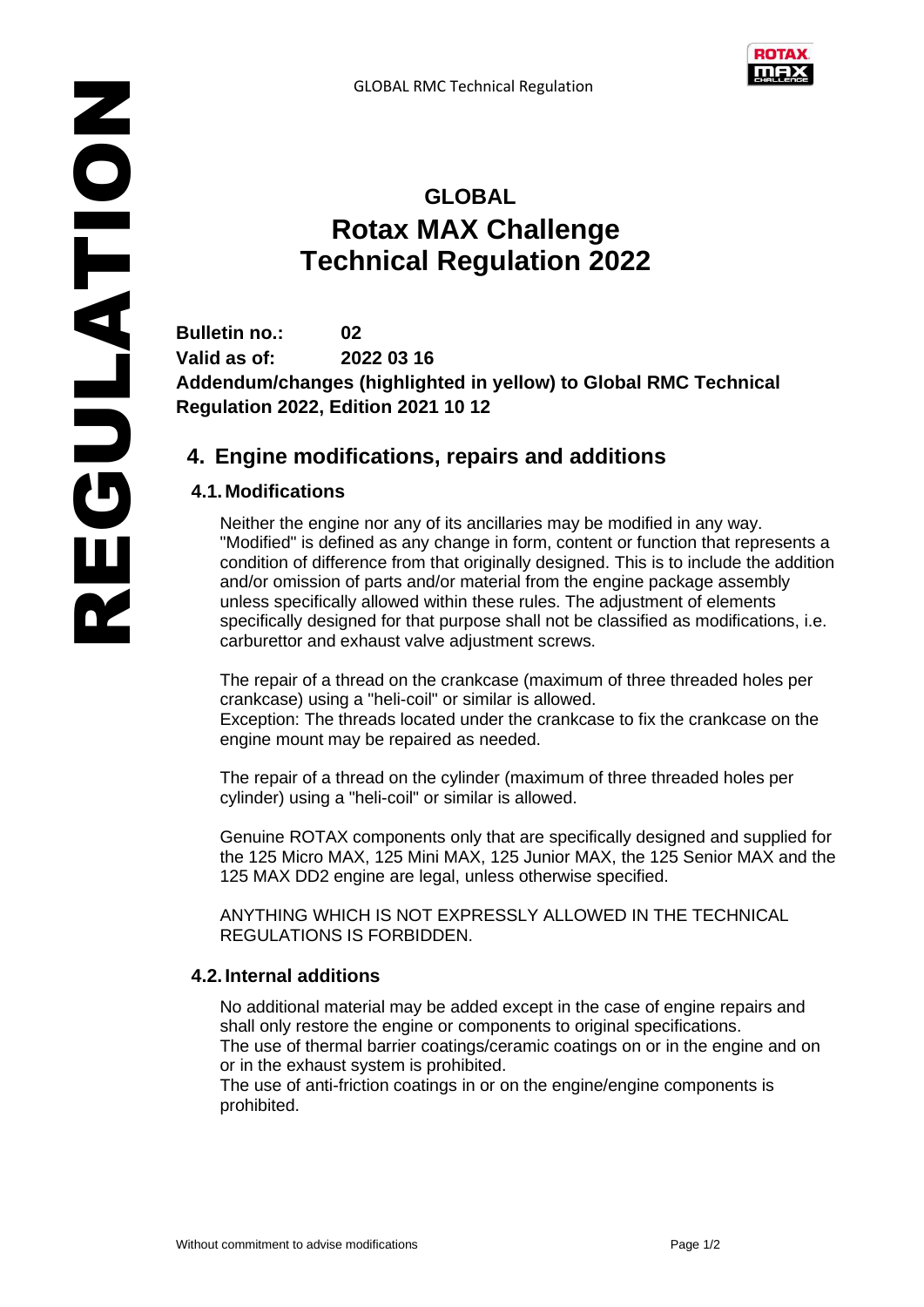# GLOBAL
# Rotax MAX Challenge
# Technical Regulation 2022

**Bulletin no.:** **02**
**Valid as of:** **2022 03 16**
**Addendum/changes (highlighted in yellow) to Global RMC Technical Regulation 2022, Edition 2021 10 12**

## 4. Engine modifications, repairs and additions

### 4.1. Modifications

Neither the engine nor any of its ancillaries may be modified in any way. "Modified" is defined as any change in form, content or function that represents a condition of difference from that originally designed. This is to include the addition and/or omission of parts and/or material from the engine package assembly unless specifically allowed within these rules. The adjustment of elements specifically designed for that purpose shall not be classified as modifications, i.e. carburettor and exhaust valve adjustment screws.

The repair of a thread on the crankcase (maximum of three threaded holes per crankcase) using a "heli-coil" or similar is allowed.
Exception: The threads located under the crankcase to fix the crankcase on the engine mount may be repaired as needed.

The repair of a thread on the cylinder (maximum of three threaded holes per cylinder) using a "heli-coil" or similar is allowed.

Genuine ROTAX components only that are specifically designed and supplied for the 125 Micro MAX, 125 Mini MAX, 125 Junior MAX, the 125 Senior MAX and the 125 MAX DD2 engine are legal, unless otherwise specified.

ANYTHING WHICH IS NOT EXPRESSLY ALLOWED IN THE TECHNICAL REGULATIONS IS FORBIDDEN.

### 4.2. Internal additions

No additional material may be added except in the case of engine repairs and shall only restore the engine or components to original specifications.
The use of thermal barrier coatings/ceramic coatings on or in the engine and on or in the exhaust system is prohibited.
The use of anti-friction coatings in or on the engine/engine components is prohibited.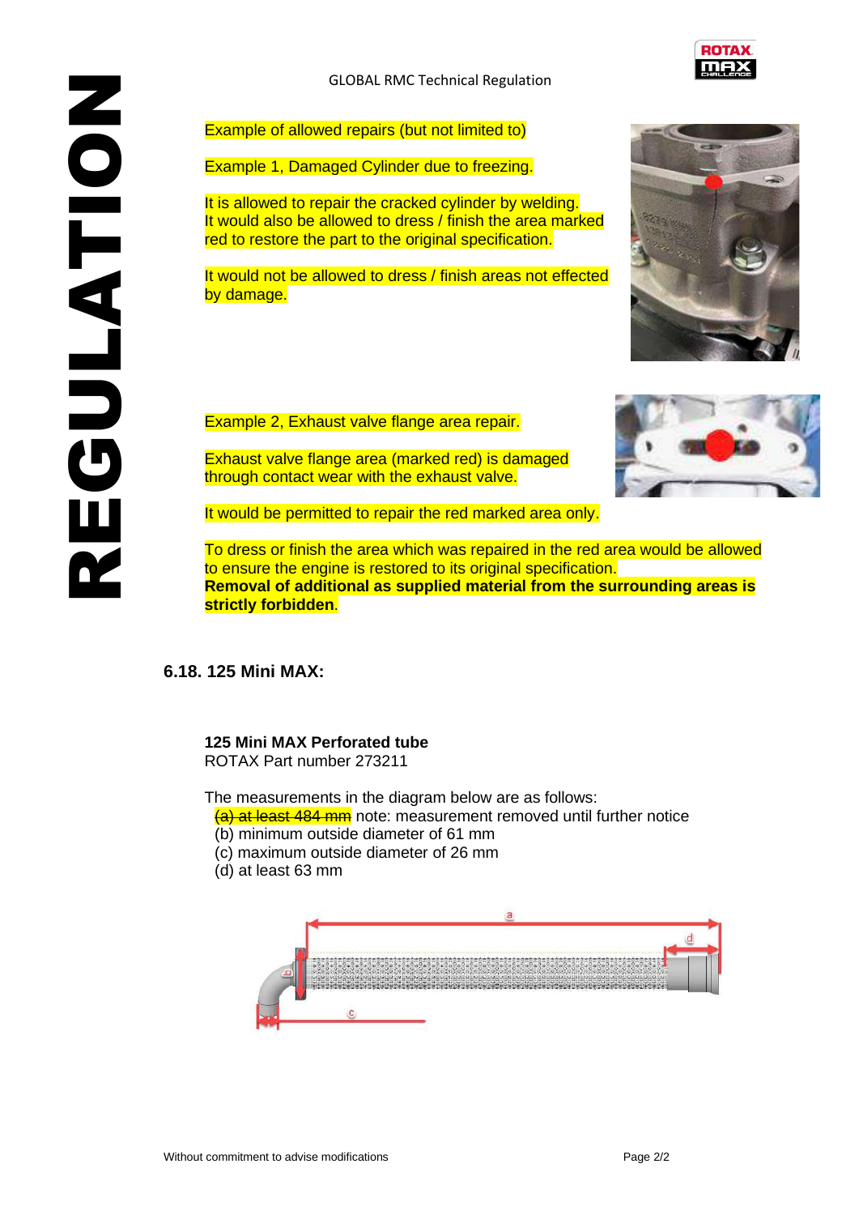Example of allowed repairs (but not limited to)

Example 1, Damaged Cylinder due to freezing.

It is allowed to repair the cracked cylinder by welding.
It would also be allowed to dress / finish the area marked red to restore the part to the original specification.

It would not be allowed to dress / finish areas not effected by damage.

Example 2, Exhaust valve flange area repair.

Exhaust valve flange area (marked red) is damaged through contact wear with the exhaust valve.

It would be permitted to repair the red marked area only.

To dress or finish the area which was repaired in the red area would be allowed to ensure the engine is restored to its original specification.
**Removal of additional as supplied material from the surrounding areas is strictly forbidden**.

### 6.18. 125 Mini MAX:

**125 Mini MAX Perforated tube**
ROTAX Part number 273211

The measurements in the diagram below are as follows:

- ~~(a) at least 484 mm~~ note: measurement removed until further notice
- (b) minimum outside diameter of 61 mm
- (c) maximum outside diameter of 26 mm
- (d) at least 63 mm

a
d
b
c